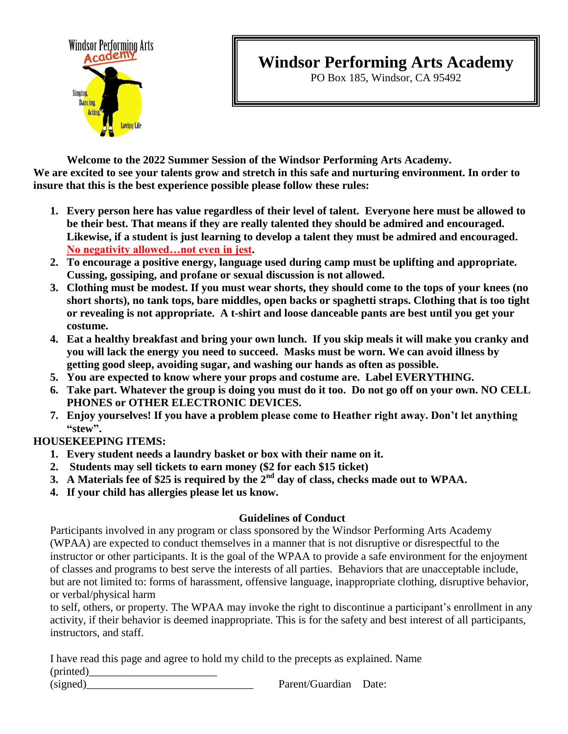# Windsor Performing Arts Academy

PO Box 185, Windsor, CA 95492

**Welcome to the 2022 Summer Session of the Windsor Performing Arts Academy. We are excited to see your talents grow and stretch in this safe and nurturing environment. In order to insure that this is the best experience possible please follow these rules:**

1. **Every person here has value regardless of their level of talent. Everyone here must be allowed to be their best. That means if they are really talented they should be admired and encouraged. Likewise, if a student is just learning to develop a talent they must be admired and encouraged. No negativity allowed…not even in jest.**
2. **To encourage a positive energy, language used during camp must be uplifting and appropriate. Cussing, gossiping, and profane or sexual discussion is not allowed.**
3. **Clothing must be modest. If you must wear shorts, they should come to the tops of your knees (no short shorts), no tank tops, bare middles, open backs or spaghetti straps. Clothing that is too tight or revealing is not appropriate. A t-shirt and loose danceable pants are best until you get your costume.**
4. **Eat a healthy breakfast and bring your own lunch. If you skip meals it will make you cranky and you will lack the energy you need to succeed. Masks must be worn. We can avoid illness by getting good sleep, avoiding sugar, and washing our hands as often as possible.**
5. **You are expected to know where your props and costume are. Label EVERYTHING.**
6. **Take part. Whatever the group is doing you must do it too. Do not go off on your own. NO CELL PHONES or OTHER ELECTRONIC DEVICES.**
7. **Enjoy yourselves! If you have a problem please come to Heather right away. Don't let anything "stew".**

**HOUSEKEEPING ITEMS:**

1. **Every student needs a laundry basket or box with their name on it.**
2. **Students may sell tickets to earn money ($2 for each $15 ticket)**
3. **A Materials fee of $25 is required by the 2nd day of class, checks made out to WPAA.**
4. **If your child has allergies please let us know.**

## Guidelines of Conduct

Participants involved in any program or class sponsored by the Windsor Performing Arts Academy (WPAA) are expected to conduct themselves in a manner that is not disruptive or disrespectful to the instructor or other participants. It is the goal of the WPAA to provide a safe environment for the enjoyment of classes and programs to best serve the interests of all parties. Behaviors that are unacceptable include, but are not limited to: forms of harassment, offensive language, inappropriate clothing, disruptive behavior, or verbal/physical harm to self, others, or property. The WPAA may invoke the right to discontinue a participant's enrollment in any activity, if their behavior is deemed inappropriate. This is for the safety and best interest of all participants, instructors, and staff.

I have read this page and agree to hold my child to the precepts as explained. Name (printed)_______________________

(signed)______________________________ Parent/Guardian Date: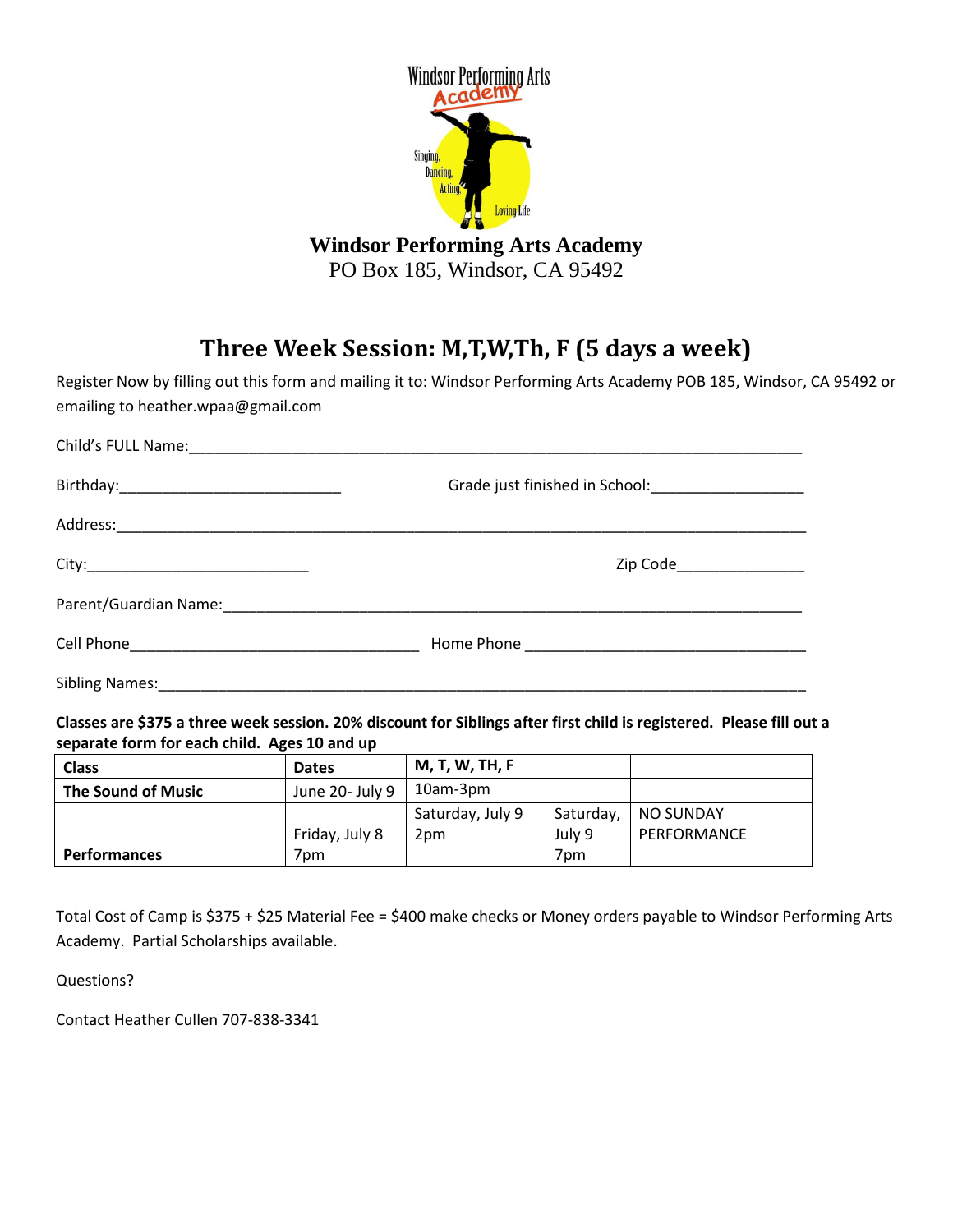Windsor Performing Arts Academy

Singing, Dancing, Acting, Loving Life

**Windsor Performing Arts Academy**
PO Box 185, Windsor, CA 95492

## Three Week Session: M,T,W,Th, F (5 days a week)

Register Now by filling out this form and mailing it to: Windsor Performing Arts Academy POB 185, Windsor, CA 95492 or emailing to heather.wpaa@gmail.com

Child's FULL Name:___________________________________________________________________________

Birthday:___________________________ Grade just finished in School:__________________

Address:_____________________________________________________________________________________

City:___________________________ Zip Code_______________

Parent/Guardian Name:__________________________________________________________________________

Cell Phone___________________________________ Home Phone __________________________________

Sibling Names:_______________________________________________________________________________

**Classes are $375 a three week session. 20% discount for Siblings after first child is registered. Please fill out a separate form for each child. Ages 10 and up**

| **Class** | **Dates** | **M, T, W, TH, F** | | |
|---|---|---|---|---|
| **The Sound of Music** | June 20- July 9 | 10am-3pm | | |
| **Performances** | Friday, July 8 7pm | Saturday, July 9 2pm | Saturday, July 9 7pm | NO SUNDAY PERFORMANCE |

Total Cost of Camp is $375 + $25 Material Fee = $400 make checks or Money orders payable to Windsor Performing Arts Academy. Partial Scholarships available.

Questions?

Contact Heather Cullen 707-838-3341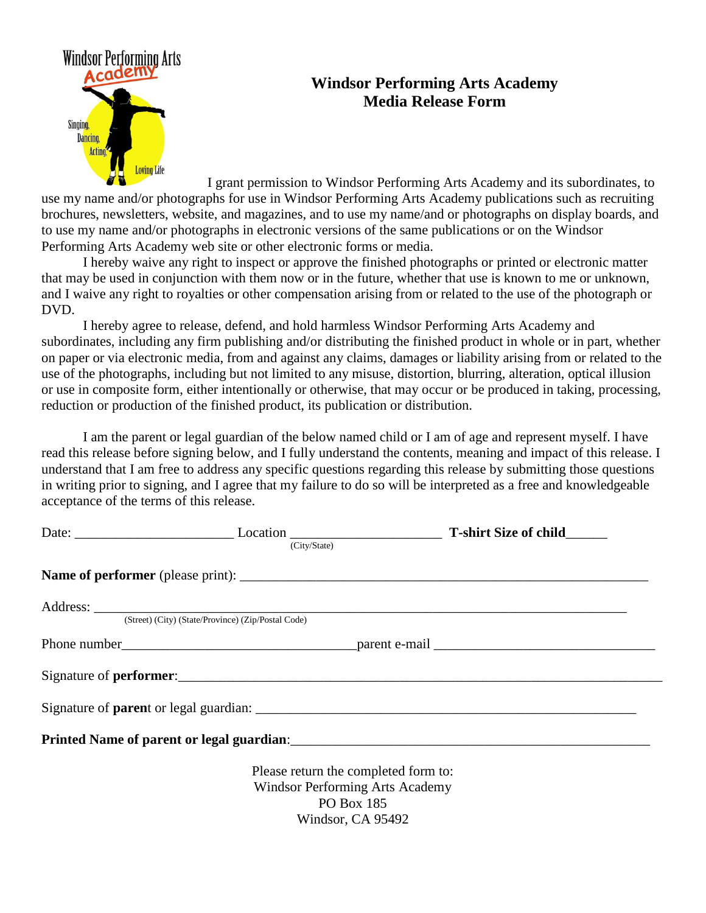# Windsor Performing Arts Academy
## Media Release Form

I grant permission to Windsor Performing Arts Academy and its subordinates, to use my name and/or photographs for use in Windsor Performing Arts Academy publications such as recruiting brochures, newsletters, website, and magazines, and to use my name/and or photographs on display boards, and to use my name and/or photographs in electronic versions of the same publications or on the Windsor Performing Arts Academy web site or other electronic forms or media.

I hereby waive any right to inspect or approve the finished photographs or printed or electronic matter that may be used in conjunction with them now or in the future, whether that use is known to me or unknown, and I waive any right to royalties or other compensation arising from or related to the use of the photograph or DVD.

I hereby agree to release, defend, and hold harmless Windsor Performing Arts Academy and subordinates, including any firm publishing and/or distributing the finished product in whole or in part, whether on paper or via electronic media, from and against any claims, damages or liability arising from or related to the use of the photographs, including but not limited to any misuse, distortion, blurring, alteration, optical illusion or use in composite form, either intentionally or otherwise, that may occur or be produced in taking, processing, reduction or production of the finished product, its publication or distribution.

I am the parent or legal guardian of the below named child or I am of age and represent myself. I have read this release before signing below, and I fully understand the contents, meaning and impact of this release. I understand that I am free to address any specific questions regarding this release by submitting those questions in writing prior to signing, and I agree that my failure to do so will be interpreted as a free and knowledgeable acceptance of the terms of this release.

Date: ______________________ Location ____________________ **T-shirt Size of child**______
(City/State)

**Name of performer** (please print): ________________________________________________________

Address: ____________________________________________________________________________
(Street) (City) (State/Province) (Zip/Postal Code)

Phone number________________________________parent e-mail ____________________________

Signature of **performer**:______________________________________________________________

Signature of **paren**t or legal guardian: ______________________________________________________

**Printed Name of parent or legal guardian**:______________________________________________

Please return the completed form to:
Windsor Performing Arts Academy
PO Box 185
Windsor, CA 95492